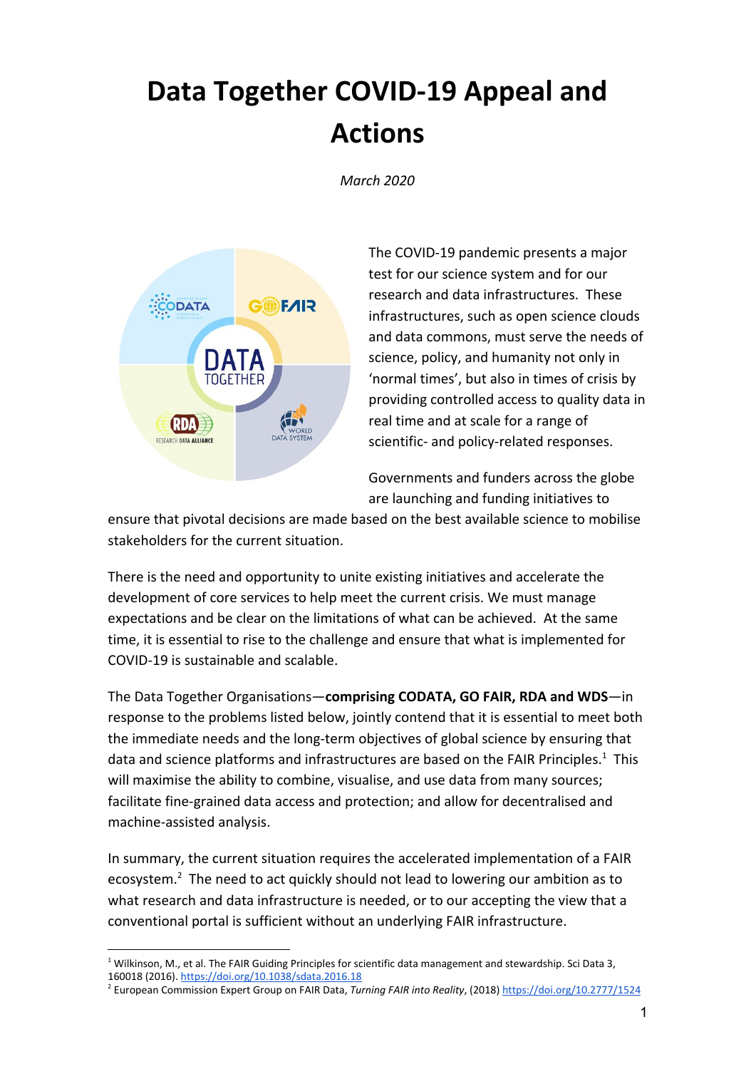# Data Together COVID-19 Appeal and Actions

*March 2020*

The COVID-19 pandemic presents a major test for our science system and for our research and data infrastructures. These infrastructures, such as open science clouds and data commons, must serve the needs of science, policy, and humanity not only in 'normal times', but also in times of crisis by providing controlled access to quality data in real time and at scale for a range of scientific- and policy-related responses.

Governments and funders across the globe are launching and funding initiatives to ensure that pivotal decisions are made based on the best available science to mobilise stakeholders for the current situation.

There is the need and opportunity to unite existing initiatives and accelerate the development of core services to help meet the current crisis. We must manage expectations and be clear on the limitations of what can be achieved. At the same time, it is essential to rise to the challenge and ensure that what is implemented for COVID-19 is sustainable and scalable.

The Data Together Organisations—**comprising CODATA, GO FAIR, RDA and WDS**—in response to the problems listed below, jointly contend that it is essential to meet both the immediate needs and the long-term objectives of global science by ensuring that data and science platforms and infrastructures are based on the FAIR Principles.[1] This will maximise the ability to combine, visualise, and use data from many sources; facilitate fine-grained data access and protection; and allow for decentralised and machine-assisted analysis.

In summary, the current situation requires the accelerated implementation of a FAIR ecosystem.[2] The need to act quickly should not lead to lowering our ambition as to what research and data infrastructure is needed, or to our accepting the view that a conventional portal is sufficient without an underlying FAIR infrastructure.

[1] Wilkinson, M., et al. The FAIR Guiding Principles for scientific data management and stewardship. Sci Data 3, 160018 (2016). https://doi.org/10.1038/sdata.2016.18

[2] European Commission Expert Group on FAIR Data, *Turning FAIR into Reality*, (2018) https://doi.org/10.2777/1524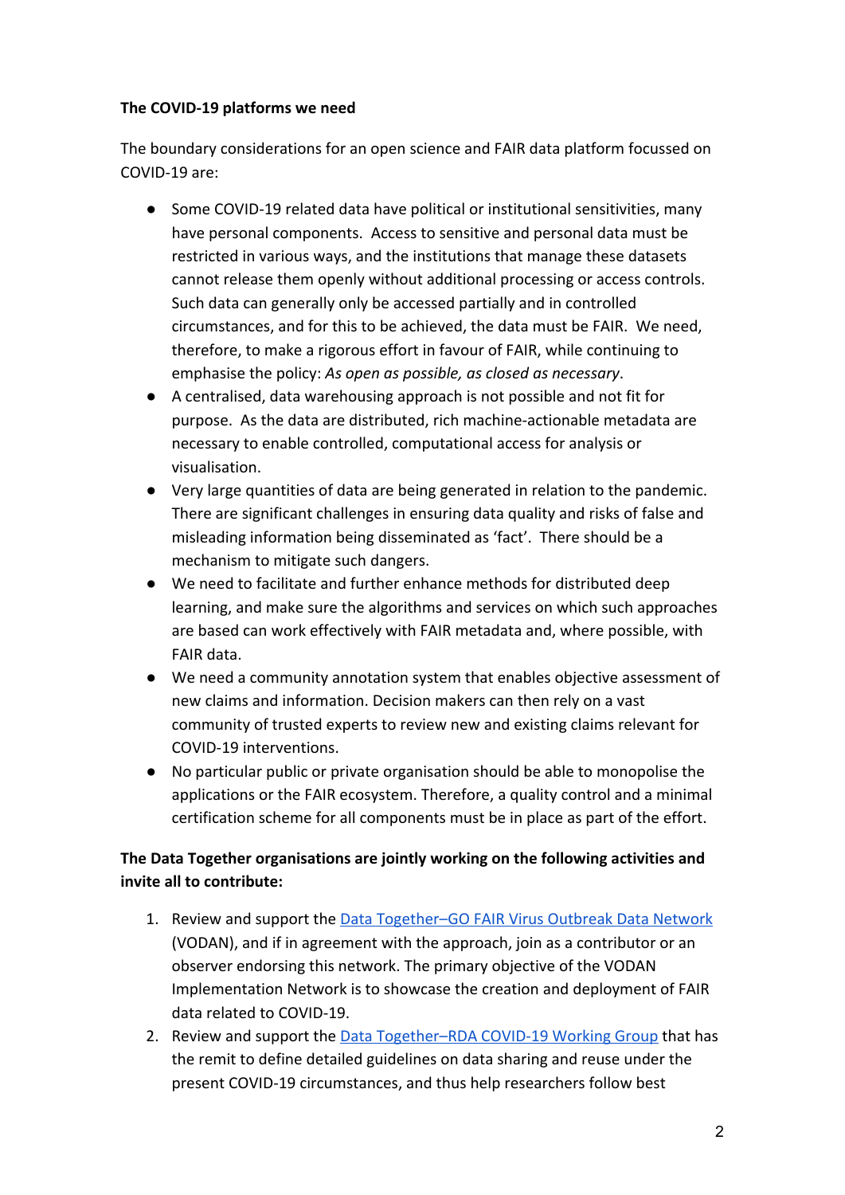**The COVID-19 platforms we need**

The boundary considerations for an open science and FAIR data platform focussed on COVID-19 are:

- Some COVID-19 related data have political or institutional sensitivities, many have personal components. Access to sensitive and personal data must be restricted in various ways, and the institutions that manage these datasets cannot release them openly without additional processing or access controls. Such data can generally only be accessed partially and in controlled circumstances, and for this to be achieved, the data must be FAIR. We need, therefore, to make a rigorous effort in favour of FAIR, while continuing to emphasise the policy: *As open as possible, as closed as necessary*.
- A centralised, data warehousing approach is not possible and not fit for purpose. As the data are distributed, rich machine-actionable metadata are necessary to enable controlled, computational access for analysis or visualisation.
- Very large quantities of data are being generated in relation to the pandemic. There are significant challenges in ensuring data quality and risks of false and misleading information being disseminated as 'fact'. There should be a mechanism to mitigate such dangers.
- We need to facilitate and further enhance methods for distributed deep learning, and make sure the algorithms and services on which such approaches are based can work effectively with FAIR metadata and, where possible, with FAIR data.
- We need a community annotation system that enables objective assessment of new claims and information. Decision makers can then rely on a vast community of trusted experts to review new and existing claims relevant for COVID-19 interventions.
- No particular public or private organisation should be able to monopolise the applications or the FAIR ecosystem. Therefore, a quality control and a minimal certification scheme for all components must be in place as part of the effort.

**The Data Together organisations are jointly working on the following activities and invite all to contribute:**

1. Review and support the Data Together–GO FAIR Virus Outbreak Data Network (VODAN), and if in agreement with the approach, join as a contributor or an observer endorsing this network. The primary objective of the VODAN Implementation Network is to showcase the creation and deployment of FAIR data related to COVID-19.
2. Review and support the Data Together–RDA COVID-19 Working Group that has the remit to define detailed guidelines on data sharing and reuse under the present COVID-19 circumstances, and thus help researchers follow best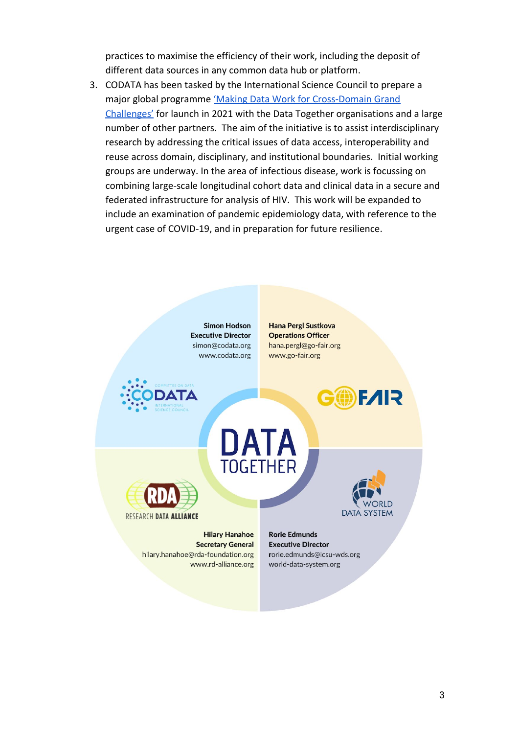practices to maximise the efficiency of their work, including the deposit of different data sources in any common data hub or platform.

3. CODATA has been tasked by the International Science Council to prepare a major global programme 'Making Data Work for Cross-Domain Grand Challenges' for launch in 2021 with the Data Together organisations and a large number of other partners. The aim of the initiative is to assist interdisciplinary research by addressing the critical issues of data access, interoperability and reuse across domain, disciplinary, and institutional boundaries. Initial working groups are underway. In the area of infectious disease, work is focussing on combining large-scale longitudinal cohort data and clinical data in a secure and federated infrastructure for analysis of HIV. This work will be expanded to include an examination of pandemic epidemiology data, with reference to the urgent case of COVID-19, and in preparation for future resilience.

DATA TOGETHER

**Simon Hodson**
**Executive Director**
simon@codata.org
www.codata.org

**Hana Pergl Sustkova**
**Operations Officer**
hana.pergl@go-fair.org
www.go-fair.org

**Hilary Hanahoe**
**Secretary General**
hilary.hanahoe@rda-foundation.org
www.rd-alliance.org

**Rorie Edmunds**
**Executive Director**
rorie.edmunds@icsu-wds.org
world-data-system.org